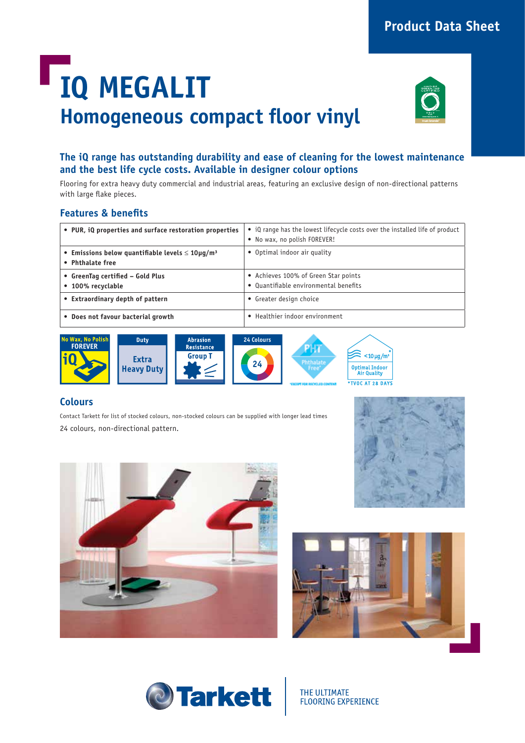Product Data Sheet

# IQ MEGALIT

## Homogeneous compact floor vinyl

### The iQ range has outstanding durability and ease of cleaning for the lowest maintenance and the best life cycle costs. Available in designer colour options

Flooring for extra heavy duty commercial and industrial areas, featuring an exclusive design of non-directional patterns with large flake pieces.

## Features & benefits

| Features | Benefits |
|---|---|
| • **PUR, iQ properties and surface restoration properties** | • iQ range has the lowest lifecycle costs over the installed life of product<br>• No wax, no polish FOREVER! |
| • **Emissions below quantifiable levels ≤ 10µg/m³**<br>• **Phthalate free** | • Optimal indoor air quality |
| • **GreenTag certified – Gold Plus**<br>• **100% recyclable** | • Achieves 100% of Green Star points<br>• Quantifiable environmental benefits |
| • **Extraordinary depth of pattern** | • Greater design choice |
| • **Does not favour bacterial growth** | • Healthier indoor environment |

No Wax, No Polish FOREVER iQ | Duty: Extra Heavy Duty | Abrasion Resistance: Group T | 24 Colours | PHT Phthalate Free* (*EXCEPT FOR RECYCLED CONTENT) | <10µg/m³* Optimal Indoor Air Quality (*TVOC AT 28 DAYS)

## Colours

Contact Tarkett for list of stocked colours, non-stocked colours can be supplied with longer lead times

24 colours, non-directional pattern.

Tarkett — THE ULTIMATE FLOORING EXPERIENCE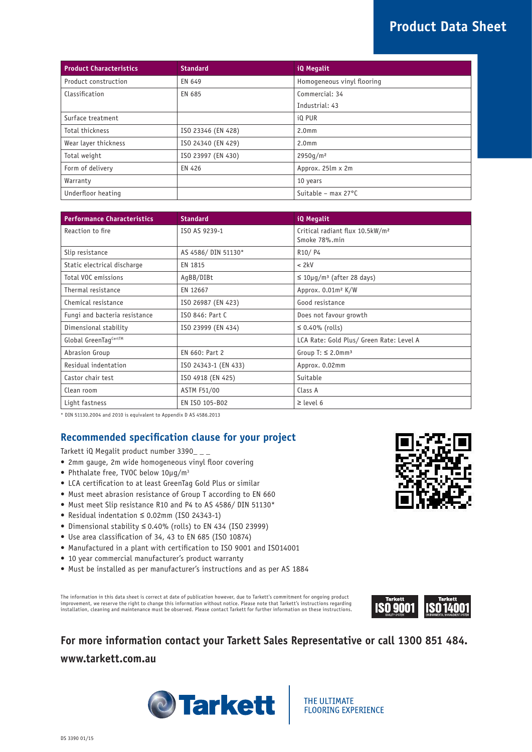# Product Data Sheet

| Product Characteristics | Standard | iQ Megalit |
|---|---|---|
| Product construction | EN 649 | Homogeneous vinyl flooring |
| Classification | EN 685 | Commercial: 34<br>Industrial: 43 |
| Surface treatment | | iQ PUR |
| Total thickness | ISO 23346 (EN 428) | 2.0mm |
| Wear layer thickness | ISO 24340 (EN 429) | 2.0mm |
| Total weight | ISO 23997 (EN 430) | 2950g/m² |
| Form of delivery | EN 426 | Approx. 25lm x 2m |
| Warranty | | 10 years |
| Underfloor heating | | Suitable – max 27°C |

| Performance Characteristics | Standard | iQ Megalit |
|---|---|---|
| Reaction to fire | ISO AS 9239-1 | Critical radiant flux 10.5kW/m²<br>Smoke 78%.min |
| Slip resistance | AS 4586/ DIN 51130* | R10/ P4 |
| Static electrical discharge | EN 1815 | < 2kV |
| Total VOC emissions | AgBB/DIBt | ≤ 10µg/m³ (after 28 days) |
| Thermal resistance | EN 12667 | Approx. 0.01m² K/W |
| Chemical resistance | ISO 26987 (EN 423) | Good resistance |
| Fungi and bacteria resistance | ISO 846: Part C | Does not favour growth |
| Dimensional stability | ISO 23999 (EN 434) | ≤ 0.40% (rolls) |
| Global GreenTag[CertTM] | | LCA Rate: Gold Plus/ Green Rate: Level A |
| Abrasion Group | EN 660: Part 2 | Group T: ≤ 2.0mm³ |
| Residual indentation | ISO 24343-1 (EN 433) | Approx. 0.02mm |
| Castor chair test | ISO 4918 (EN 425) | Suitable |
| Clean room | ASTM F51/00 | Class A |
| Light fastness | EN ISO 105-B02 | ≥ level 6 |

* DIN 51130.2004 and 2010 is equivalent to Appendix D AS 4586.2013

## Recommended specification clause for your project

Tarkett iQ Megalit product number 3390_ _ _

- 2mm gauge, 2m wide homogeneous vinyl floor covering
- Phthalate free, TVOC below 10µg/m³
- LCA certification to at least GreenTag Gold Plus or similar
- Must meet abrasion resistance of Group T according to EN 660
- Must meet Slip resistance R10 and P4 to AS 4586/ DIN 51130*
- Residual indentation ≤ 0.02mm (ISO 24343-1)
- Dimensional stability ≤ 0.40% (rolls) to EN 434 (ISO 23999)
- Use area classification of 34, 43 to EN 685 (ISO 10874)
- Manufactured in a plant with certification to ISO 9001 and ISO14001
- 10 year commercial manufacturer's product warranty
- Must be installed as per manufacturer's instructions and as per AS 1884

The information in this data sheet is correct at date of publication however, due to Tarkett's commitment for ongoing product improvement, we reserve the right to change this information without notice. Please note that Tarkett's instructions regarding installation, cleaning and maintenance must be observed. Please contact Tarkett for further information on these instructions.

Tarkett ISO 9001 QUALITY SYSTEM

Tarkett ISO 14001 ENVIRONMENTAL MANAGEMENT SYSTEM

**For more information contact your Tarkett Sales Representative or call 1300 851 484.**

**www.tarkett.com.au**

Tarkett

THE ULTIMATE FLOORING EXPERIENCE

DS 3390 01/15